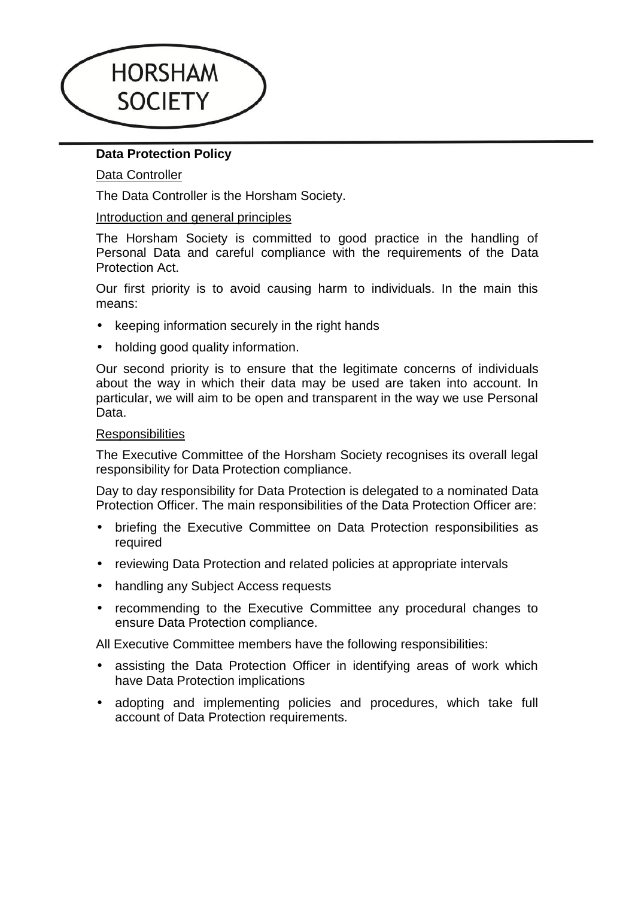HORSHAM SOCIETY

**Data Protection Policy**

Data Controller

The Data Controller is the Horsham Society.

Introduction and general principles

The Horsham Society is committed to good practice in the handling of Personal Data and careful compliance with the requirements of the Data Protection Act.

Our first priority is to avoid causing harm to individuals. In the main this means:

- keeping information securely in the right hands
- holding good quality information.

Our second priority is to ensure that the legitimate concerns of individuals about the way in which their data may be used are taken into account. In particular, we will aim to be open and transparent in the way we use Personal Data.

Responsibilities

The Executive Committee of the Horsham Society recognises its overall legal responsibility for Data Protection compliance.

Day to day responsibility for Data Protection is delegated to a nominated Data Protection Officer. The main responsibilities of the Data Protection Officer are:

- briefing the Executive Committee on Data Protection responsibilities as required
- reviewing Data Protection and related policies at appropriate intervals
- handling any Subject Access requests
- recommending to the Executive Committee any procedural changes to ensure Data Protection compliance.

All Executive Committee members have the following responsibilities:

- assisting the Data Protection Officer in identifying areas of work which have Data Protection implications
- adopting and implementing policies and procedures, which take full account of Data Protection requirements.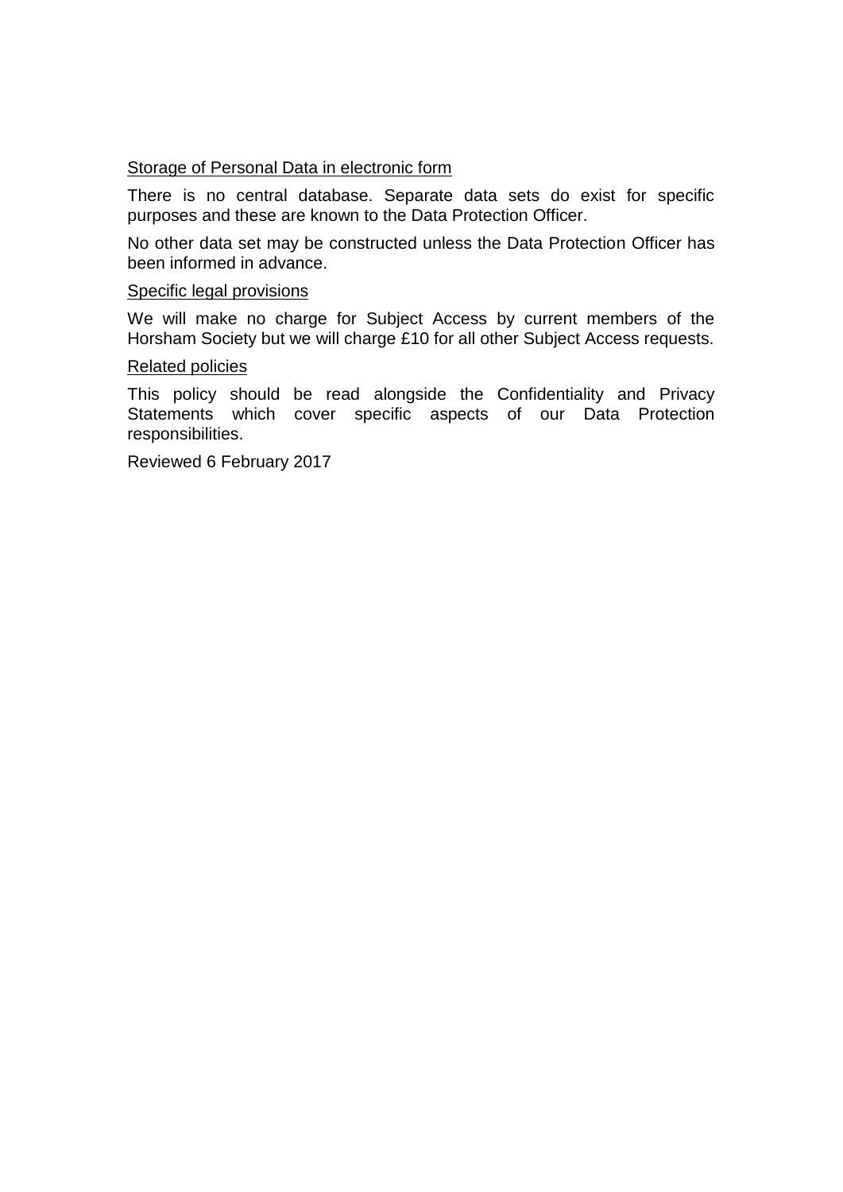Storage of Personal Data in electronic form

There is no central database. Separate data sets do exist for specific purposes and these are known to the Data Protection Officer.

No other data set may be constructed unless the Data Protection Officer has been informed in advance.

Specific legal provisions

We will make no charge for Subject Access by current members of the Horsham Society but we will charge £10 for all other Subject Access requests.

Related policies

This policy should be read alongside the Confidentiality and Privacy Statements which cover specific aspects of our Data Protection responsibilities.

Reviewed 6 February 2017